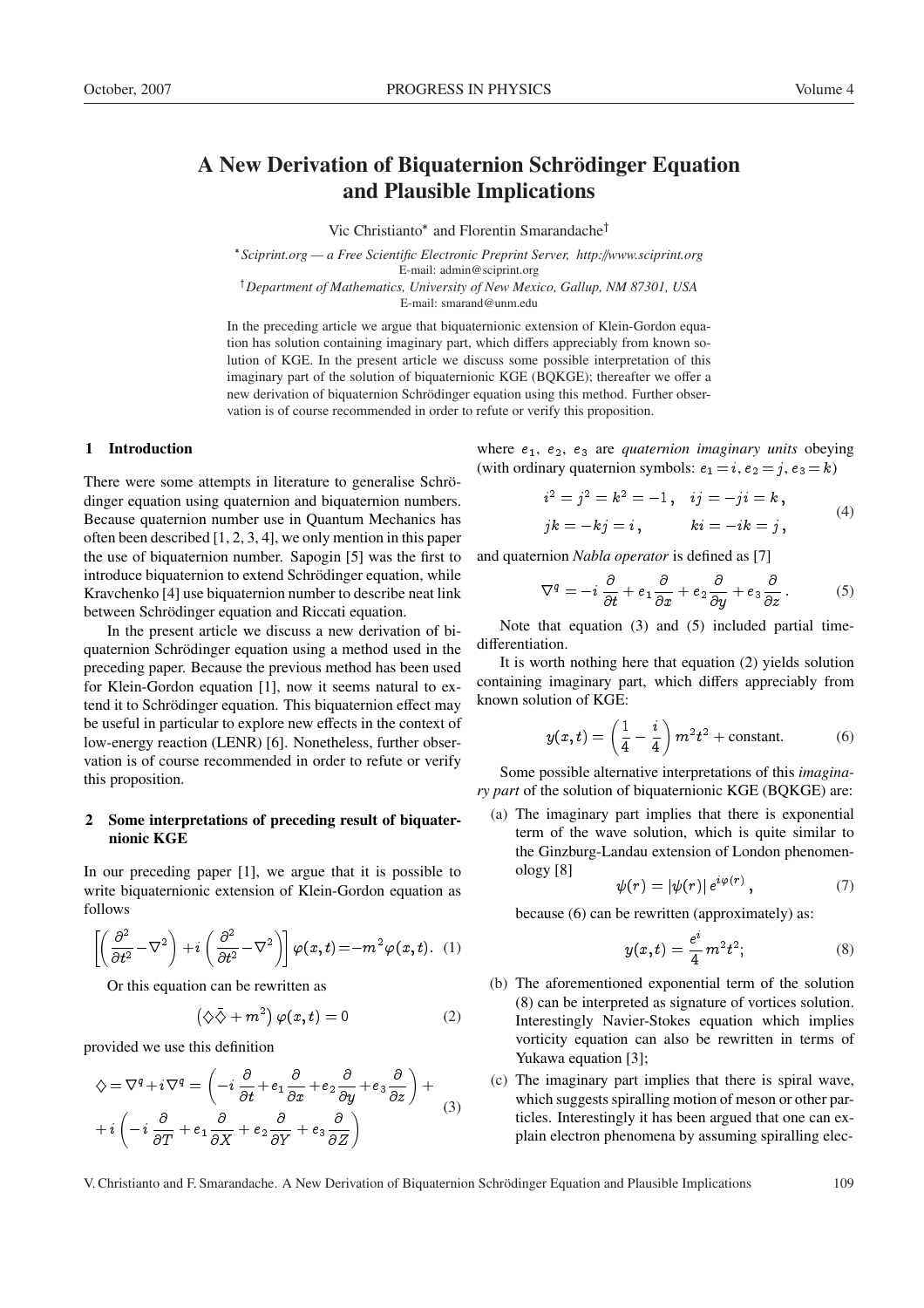# A New Derivation of Biquaternion Schrödinger Equation and Plausible Implications

Vic Christianto* and Florentin Smarandache†

*Sciprint.org — a Free Scientific Electronic Preprint Server, http://www.sciprint.org
E-mail: admin@sciprint.org

†Department of Mathematics, University of New Mexico, Gallup, NM 87301, USA
E-mail: smarand@unm.edu

In the preceding article we argue that biquaternionic extension of Klein-Gordon equation has solution containing imaginary part, which differs appreciably from known solution of KGE. In the present article we discuss some possible interpretation of this imaginary part of the solution of biquaternionic KGE (BQKGE); thereafter we offer a new derivation of biquaternion Schrödinger equation using this method. Further observation is of course recommended in order to refute or verify this proposition.

## 1 Introduction

There were some attempts in literature to generalise Schrödinger equation using quaternion and biquaternion numbers. Because quaternion number use in Quantum Mechanics has often been described [1, 2, 3, 4], we only mention in this paper the use of biquaternion number. Sapogin [5] was the first to introduce biquaternion to extend Schrödinger equation, while Kravchenko [4] use biquaternion number to describe neat link between Schrödinger equation and Riccati equation.

In the present article we discuss a new derivation of biquaternion Schrödinger equation using a method used in the preceding paper. Because the previous method has been used for Klein-Gordon equation [1], now it seems natural to extend it to Schrödinger equation. This biquaternion effect may be useful in particular to explore new effects in the context of low-energy reaction (LENR) [6]. Nonetheless, further observation is of course recommended in order to refute or verify this proposition.

## 2 Some interpretations of preceding result of biquaternionic KGE

In our preceding paper [1], we argue that it is possible to write biquaternionic extension of Klein-Gordon equation as follows

$$\left[\left(\frac{\partial^2}{\partial t^2}-\nabla^2\right)+i\left(\frac{\partial^2}{\partial t^2}-\nabla^2\right)\right]\varphi(x,t)=-m^2\varphi(x,t). \quad (1)$$

Or this equation can be rewritten as

$$\left(\diamondsuit\bar{\diamondsuit}+m^2\right)\varphi(x,t)=0 \quad (2)$$

provided we use this definition

$$\diamondsuit=\nabla^q+i\nabla^q=\left(-i\frac{\partial}{\partial t}+e_1\frac{\partial}{\partial x}+e_2\frac{\partial}{\partial y}+e_3\frac{\partial}{\partial z}\right)+ +i\left(-i\frac{\partial}{\partial T}+e_1\frac{\partial}{\partial X}+e_2\frac{\partial}{\partial Y}+e_3\frac{\partial}{\partial Z}\right) \quad (3)$$

where $e_1$, $e_2$, $e_3$ are *quaternion imaginary units* obeying (with ordinary quaternion symbols: $e_1=i, e_2=j, e_3=k$)

$$i^2=j^2=k^2=-1, \quad ij=-ji=k, \quad jk=-kj=i, \quad ki=-ik=j, \quad (4)$$

and quaternion *Nabla operator* is defined as [7]

$$\nabla^q=-i\frac{\partial}{\partial t}+e_1\frac{\partial}{\partial x}+e_2\frac{\partial}{\partial y}+e_3\frac{\partial}{\partial z}. \quad (5)$$

Note that equation (3) and (5) included partial time-differentiation.

It is worth nothing here that equation (2) yields solution containing imaginary part, which differs appreciably from known solution of KGE:

$$y(x,t)=\left(\frac{1}{4}-\frac{i}{4}\right)m^2t^2+\text{constant}. \quad (6)$$

Some possible alternative interpretations of this *imaginary part* of the solution of biquaternionic KGE (BQKGE) are:

(a) The imaginary part implies that there is exponential term of the wave solution, which is quite similar to the Ginzburg-Landau extension of London phenomenology [8]

$$\psi(r)=|\psi(r)|\,e^{i\varphi(r)}, \quad (7)$$

because (6) can be rewritten (approximately) as:

$$y(x,t)=\frac{e^i}{4}m^2t^2; \quad (8)$$

(b) The aforementioned exponential term of the solution (8) can be interpreted as signature of vortices solution. Interestingly Navier-Stokes equation which implies vorticity equation can also be rewritten in terms of Yukawa equation [3];

(c) The imaginary part implies that there is spiral wave, which suggests spiralling motion of meson or other particles. Interestingly it has been argued that one can explain electron phenomena by assuming spiralling elec-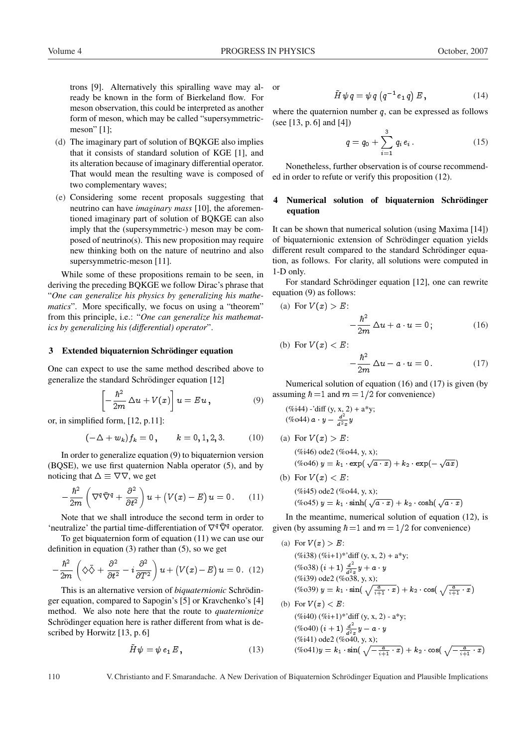trons [9]. Alternatively this spiralling wave may already be known in the form of Bierkeland flow. For meson observation, this could be interpreted as another form of meson, which may be called "supersymmetric-meson" [1];

(d) The imaginary part of solution of BQKGE also implies that it consists of standard solution of KGE [1], and its alteration because of imaginary differential operator. That would mean the resulting wave is composed of two complementary waves;

(e) Considering some recent proposals suggesting that neutrino can have *imaginary mass* [10], the aforementioned imaginary part of solution of BQKGE can also imply that the (supersymmetric-) meson may be composed of neutrino(s). This new proposition may require new thinking both on the nature of neutrino and also supersymmetric-meson [11].

While some of these propositions remain to be seen, in deriving the preceding BQKGE we follow Dirac's phrase that "*One can generalize his physics by generalizing his mathematics*". More specifically, we focus on using a "theorem" from this principle, i.e.: "*One can generalize his mathematics by generalizing his (differential) operator*".

## 3 Extended biquaternion Schrödinger equation

One can expect to use the same method described above to generalize the standard Schrödinger equation [12]

$$\left[-\frac{\hbar^2}{2m}\,\Delta u + V(x)\right] u = Eu\,, \tag{9}$$

or, in simplified form, [12, p.11]:

$$(-\Delta + w_k) f_k = 0\,, \qquad k = 0, 1, 2, 3. \tag{10}$$

In order to generalize equation (9) to biquaternion version (BQSE), we use first quaternion Nabla operator (5), and by noticing that $\Delta \equiv \nabla\nabla$, we get

$$-\frac{\hbar^2}{2m}\left(\nabla^q\bar{\nabla}^q + \frac{\partial^2}{\partial t^2}\right)u + \big(V(x) - E\big)u = 0\,. \tag{11}$$

Note that we shall introduce the second term in order to 'neutralize' the partial time-differentiation of $\nabla^q\bar{\nabla}^q$ operator.

To get biquaternion form of equation (11) we can use our definition in equation (3) rather than (5), so we get

$$-\frac{\hbar^2}{2m}\left(\diamondsuit\bar{\diamondsuit} + \frac{\partial^2}{\partial t^2} - i\,\frac{\partial^2}{\partial T^2}\right)u + \big(V(x) - E\big)u = 0\,. \tag{12}$$

This is an alternative version of *biquaternionic* Schrödinger equation, compared to Sapogin's [5] or Kravchenko's [4] method. We also note here that the route to *quaternionize* Schrödinger equation here is rather different from what is described by Horwitz [13, p. 6]

$$\tilde{H}\,\psi = \psi\, e_1\, E\,, \tag{13}$$

or

$$\tilde{H}\,\psi\, q = \psi\, q\,\left(q^{-1} e_1\, q\right) E\,, \tag{14}$$

where the quaternion number $q$, can be expressed as follows (see [13, p. 6] and [4])

$$q = q_0 + \sum_{i=1}^{3} q_i\, e_i\,. \tag{15}$$

Nonetheless, further observation is of course recommended in order to refute or verify this proposition (12).

## 4 Numerical solution of biquaternion Schrödinger equation

It can be shown that numerical solution (using Maxima [14]) of biquaternionic extension of Schrödinger equation yields different result compared to the standard Schrödinger equation, as follows. For clarity, all solutions were computed in 1-D only.

For standard Schrödinger equation [12], one can rewrite equation (9) as follows:

(a) For $V(x) > E$:

$$-\frac{\hbar^2}{2m}\,\Delta u + a \cdot u = 0\,; \tag{16}$$

(b) For $V(x) < E$:

$$-\frac{\hbar^2}{2m}\,\Delta u - a \cdot u = 0\,. \tag{17}$$

Numerical solution of equation (16) and (17) is given (by assuming $\hbar = 1$ and $m = 1/2$ for convenience)

(%i44) -'diff (y, x, 2) + a*y;
(%o44) $a \cdot y - \frac{d^2}{d^2 x} y$

(a) For $V(x) > E$:

(%i46) ode2 (%o44, y, x);
(%o46) $y = k_1 \cdot \exp(\sqrt{a \cdot x}) + k_2 \cdot \exp(-\sqrt{a x})$

(b) For $V(x) < E$:

(%i45) ode2 (%o44, y, x);
(%o45) $y = k_1 \cdot \sinh(\sqrt{a \cdot x}) + k_2 \cdot \cosh(\sqrt{a \cdot x})$

In the meantime, numerical solution of equation (12), is given (by assuming $\hbar = 1$ and $m = 1/2$ for convenience)

(a) For $V(x) > E$:

(%i38) (%i+1)*'diff (y, x, 2) + a*y;
(%o38) $(i+1)\,\frac{d^2}{d^2 x} y + a \cdot y$
(%i39) ode2 (%o38, y, x);
(%o39) $y = k_1 \cdot \sin(\sqrt{\frac{a}{i+1}} \cdot x) + k_2 \cdot \cos(\sqrt{\frac{a}{i+1}} \cdot x)$

(b) For $V(x) < E$:

(%i40) (%i+1)*'diff (y, x, 2) - a*y;
(%o40) $(i+1)\,\frac{d^2}{d^2 x} y - a \cdot y$
(%i41) ode2 (%o40, y, x);
(%o41) $y = k_1 \cdot \sin(\sqrt{-\frac{a}{i+1}} \cdot x) + k_2 \cdot \cos(\sqrt{-\frac{a}{i+1}} \cdot x)$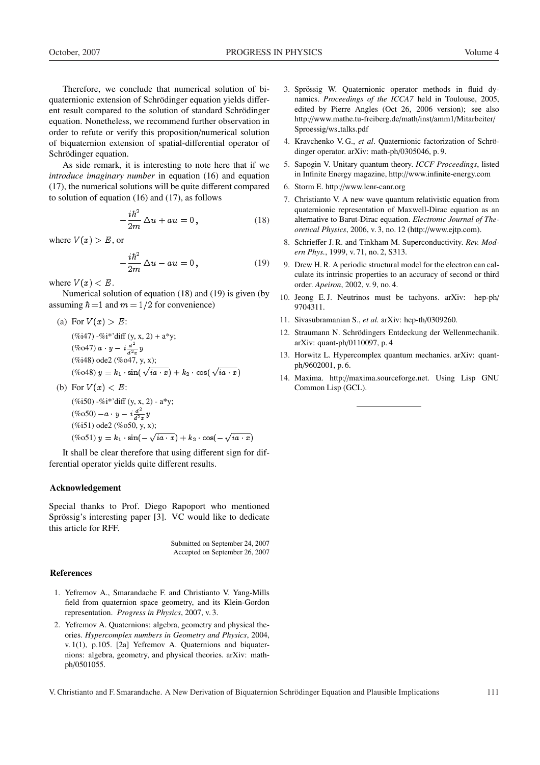Therefore, we conclude that numerical solution of biquaternionic extension of Schrödinger equation yields different result compared to the solution of standard Schrödinger equation. Nonetheless, we recommend further observation in order to refute or verify this proposition/numerical solution of biquaternion extension of spatial-differential operator of Schrödinger equation.

As side remark, it is interesting to note here that if we *introduce imaginary number* in equation (16) and equation (17), the numerical solutions will be quite different compared to solution of equation (16) and (17), as follows

$$-\frac{i\hbar^2}{2m}\,\Delta u + au = 0\,, \tag{18}$$

where $V(x) > E$, or

$$-\frac{i\hbar^2}{2m}\,\Delta u - au = 0\,, \tag{19}$$

where $V(x) < E$.

Numerical solution of equation (18) and (19) is given (by assuming $\hbar = 1$ and $m = 1/2$ for convenience)

(a) For $V(x) > E$:

(%i47) -%i*'diff (y, x, 2) + a*y;

(%o47) $a \cdot y - i\frac{d^2}{d^2x}y$

(%i48) ode2 (%o47, y, x);

(%o48) $y = k_1 \cdot \sin(\sqrt{ia \cdot x}) + k_2 \cdot \cos(\sqrt{ia \cdot x})$

(b) For $V(x) < E$:

(%i50) -%i*'diff (y, x, 2) - a*y;

(%o50) $-a \cdot y - i\frac{d^2}{d^2x}y$

(%i51) ode2 (%o50, y, x);

(%o51) $y = k_1 \cdot \sin(-\sqrt{ia \cdot x}) + k_2 \cdot \cos(-\sqrt{ia \cdot x})$

It shall be clear therefore that using different sign for differential operator yields quite different results.

### Acknowledgement

Special thanks to Prof. Diego Rapoport who mentioned Sprössig's interesting paper [3]. VC would like to dedicate this article for RFF.

Submitted on September 24, 2007
Accepted on September 26, 2007

### References

1. Yefremov A., Smarandache F. and Christianto V. Yang-Mills field from quaternion space geometry, and its Klein-Gordon representation. *Progress in Physics*, 2007, v. 3.
2. Yefremov A. Quaternions: algebra, geometry and physical theories. *Hypercomplex numbers in Geometry and Physics*, 2004, v. 1(1), p.105. [2a] Yefremov A. Quaternions and biquaternions: algebra, geometry, and physical theories. arXiv: math-ph/0501055.
3. Sprössig W. Quaternionic operator methods in fluid dynamics. *Proceedings of the ICCA7* held in Toulouse, 2005, edited by Pierre Angles (Oct 26, 2006 version); see also http://www.mathe.tu-freiberg.de/math/inst/amm1/Mitarbeiter/Sproessig/ws_talks.pdf
4. Kravchenko V. G., *et al*. Quaternionic factorization of Schrödinger operator. arXiv: math-ph/0305046, p. 9.
5. Sapogin V. Unitary quantum theory. *ICCF Proceedings*, listed in Infinite Energy magazine, http://www.infinite-energy.com
6. Storm E. http://www.lenr-canr.org
7. Christianto V. A new wave quantum relativistic equation from quaternionic representation of Maxwell-Dirac equation as an alternative to Barut-Dirac equation. *Electronic Journal of Theoretical Physics*, 2006, v. 3, no. 12 (http://www.ejtp.com).
8. Schrieffer J. R. and Tinkham M. Superconductivity. *Rev. Modern Phys.*, 1999, v. 71, no. 2, S313.
9. Drew H. R. A periodic structural model for the electron can calculate its intrinsic properties to an accuracy of second or third order. *Apeiron*, 2002, v. 9, no. 4.
10. Jeong E. J. Neutrinos must be tachyons. arXiv: hep-ph/9704311.
11. Sivasubramanian S., *et al.* arXiv: hep-th/0309260.
12. Straumann N. Schrödingers Entdeckung der Wellenmechanik. arXiv: quant-ph/0110097, p. 4
13. Horwitz L. Hypercomplex quantum mechanics. arXiv: quant-ph/9602001, p. 6.
14. Maxima. http://maxima.sourceforge.net. Using Lisp GNU Common Lisp (GCL).